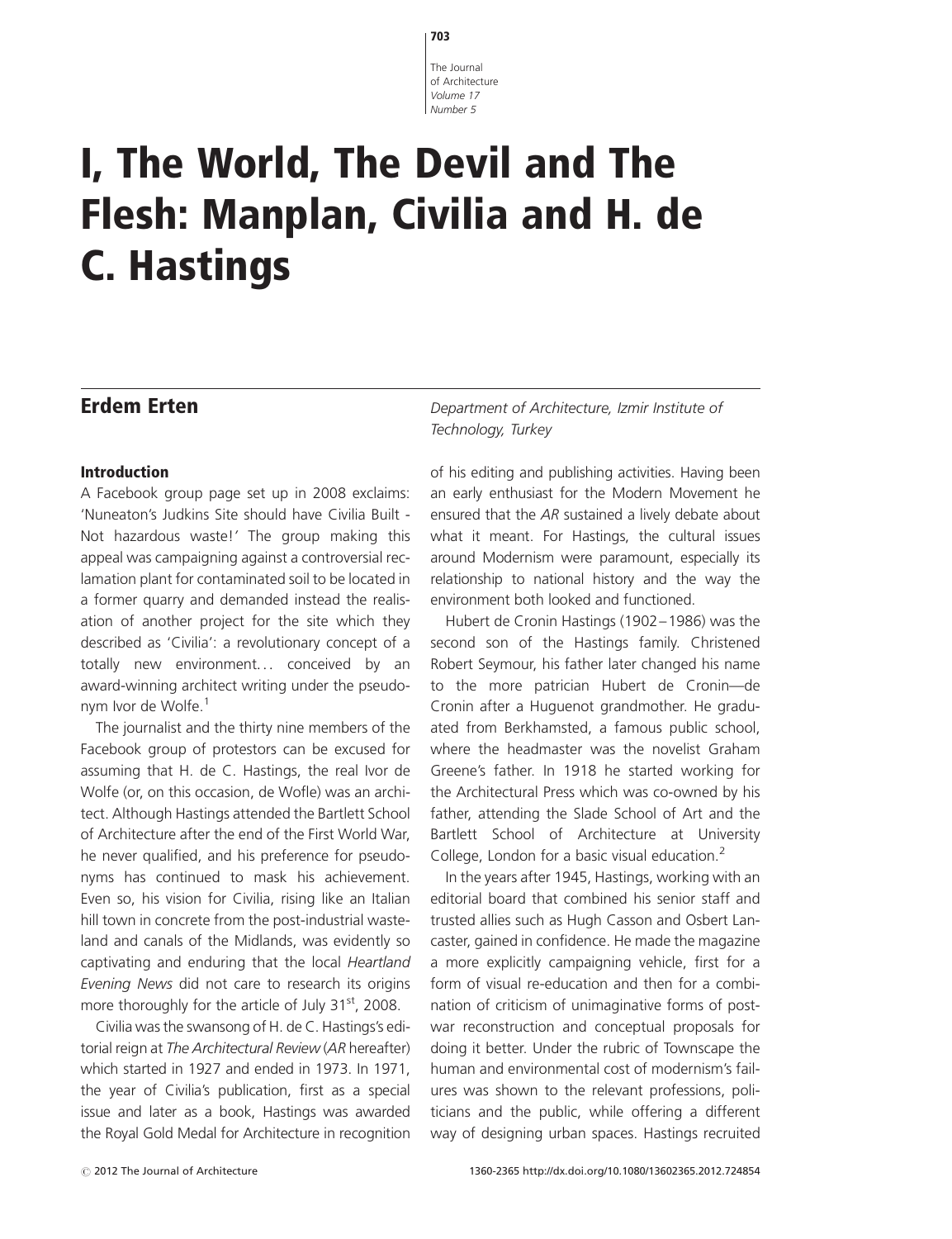# I, The World, The Devil and The Flesh: Manplan, Civilia and H. de C. Hastings

**Erdem Erten**

*Department of Architecture, Izmir Institute of Technology, Turkey*

## Introduction

A Facebook group page set up in 2008 exclaims: 'Nuneaton's Judkins Site should have Civilia Built - Not hazardous waste!' The group making this appeal was campaigning against a controversial reclamation plant for contaminated soil to be located in a former quarry and demanded instead the realisation of another project for the site which they described as 'Civilia': a revolutionary concept of a totally new environment... conceived by an award-winning architect writing under the pseudonym Ivor de Wolfe.[1]

The journalist and the thirty nine members of the Facebook group of protestors can be excused for assuming that H. de C. Hastings, the real Ivor de Wolfe (or, on this occasion, de Wofle) was an architect. Although Hastings attended the Bartlett School of Architecture after the end of the First World War, he never qualified, and his preference for pseudonyms has continued to mask his achievement. Even so, his vision for Civilia, rising like an Italian hill town in concrete from the post-industrial wasteland and canals of the Midlands, was evidently so captivating and enduring that the local *Heartland Evening News* did not care to research its origins more thoroughly for the article of July 31st, 2008.

Civilia was the swansong of H. de C. Hastings's editorial reign at *The Architectural Review* (*AR* hereafter) which started in 1927 and ended in 1973. In 1971, the year of Civilia's publication, first as a special issue and later as a book, Hastings was awarded the Royal Gold Medal for Architecture in recognition of his editing and publishing activities. Having been an early enthusiast for the Modern Movement he ensured that the *AR* sustained a lively debate about what it meant. For Hastings, the cultural issues around Modernism were paramount, especially its relationship to national history and the way the environment both looked and functioned.

Hubert de Cronin Hastings (1902–1986) was the second son of the Hastings family. Christened Robert Seymour, his father later changed his name to the more patrician Hubert de Cronin—de Cronin after a Huguenot grandmother. He graduated from Berkhamsted, a famous public school, where the headmaster was the novelist Graham Greene's father. In 1918 he started working for the Architectural Press which was co-owned by his father, attending the Slade School of Art and the Bartlett School of Architecture at University College, London for a basic visual education.[2]

In the years after 1945, Hastings, working with an editorial board that combined his senior staff and trusted allies such as Hugh Casson and Osbert Lancaster, gained in confidence. He made the magazine a more explicitly campaigning vehicle, first for a form of visual re-education and then for a combination of criticism of unimaginative forms of post-war reconstruction and conceptual proposals for doing it better. Under the rubric of Townscape the human and environmental cost of modernism's failures was shown to the relevant professions, politicians and the public, while offering a different way of designing urban spaces. Hastings recruited

© 2012 The Journal of Architecture

1360-2365 http://dx.doi.org/10.1080/13602365.2012.724854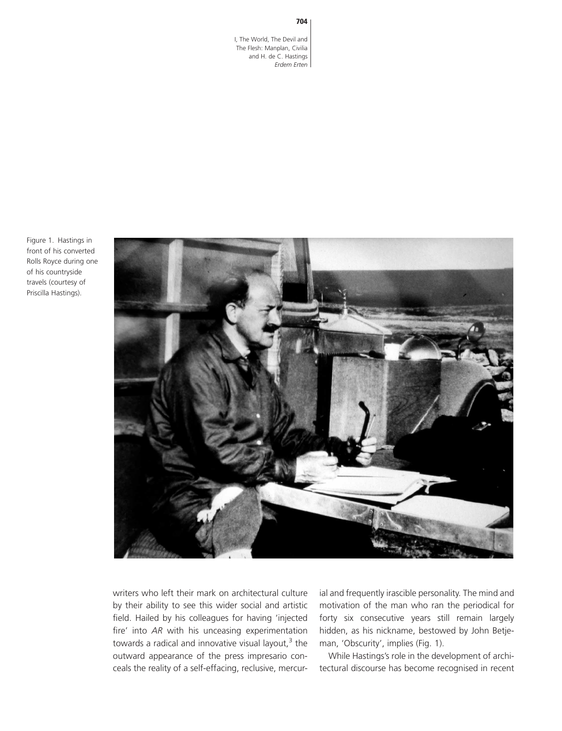Figure 1. Hastings in front of his converted Rolls Royce during one of his countryside travels (courtesy of Priscilla Hastings).

writers who left their mark on architectural culture by their ability to see this wider social and artistic field. Hailed by his colleagues for having 'injected fire' into *AR* with his unceasing experimentation towards a radical and innovative visual layout,[3] the outward appearance of the press impresario conceals the reality of a self-effacing, reclusive, mercurial and frequently irascible personality. The mind and motivation of the man who ran the periodical for forty six consecutive years still remain largely hidden, as his nickname, bestowed by John Betjeman, 'Obscurity', implies (Fig. 1).

While Hastings's role in the development of architectural discourse has become recognised in recent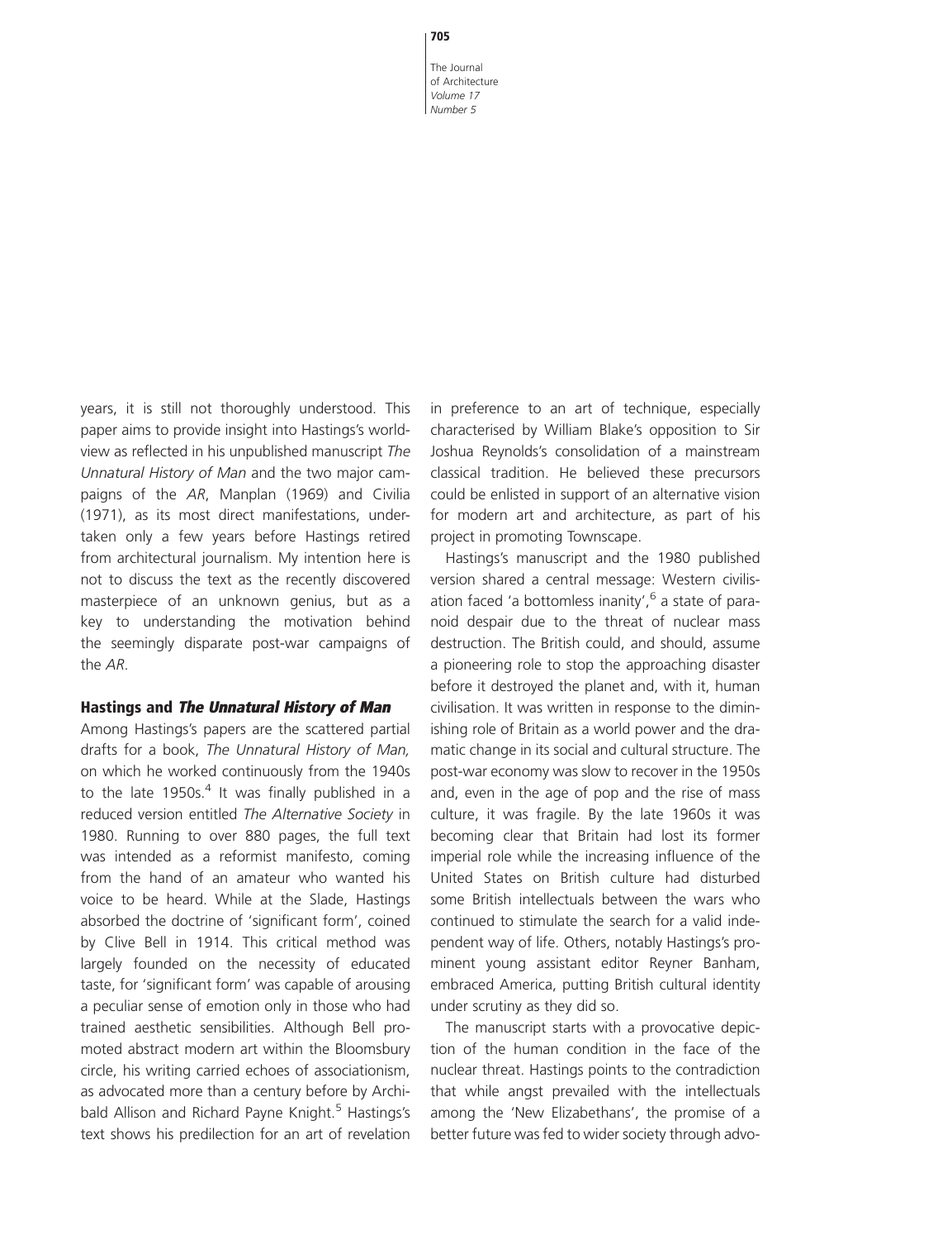years, it is still not thoroughly understood. This paper aims to provide insight into Hastings's world-view as reflected in his unpublished manuscript *The Unnatural History of Man* and the two major campaigns of the *AR*, Manplan (1969) and Civilia (1971), as its most direct manifestations, undertaken only a few years before Hastings retired from architectural journalism. My intention here is not to discuss the text as the recently discovered masterpiece of an unknown genius, but as a key to understanding the motivation behind the seemingly disparate post-war campaigns of the *AR*.

## Hastings and *The Unnatural History of Man*

Among Hastings's papers are the scattered partial drafts for a book, *The Unnatural History of Man,* on which he worked continuously from the 1940s to the late 1950s.[4] It was finally published in a reduced version entitled *The Alternative Society* in 1980. Running to over 880 pages, the full text was intended as a reformist manifesto, coming from the hand of an amateur who wanted his voice to be heard. While at the Slade, Hastings absorbed the doctrine of 'significant form', coined by Clive Bell in 1914. This critical method was largely founded on the necessity of educated taste, for 'significant form' was capable of arousing a peculiar sense of emotion only in those who had trained aesthetic sensibilities. Although Bell promoted abstract modern art within the Bloomsbury circle, his writing carried echoes of associationism, as advocated more than a century before by Archibald Allison and Richard Payne Knight.[5] Hastings's text shows his predilection for an art of revelation in preference to an art of technique, especially characterised by William Blake's opposition to Sir Joshua Reynolds's consolidation of a mainstream classical tradition. He believed these precursors could be enlisted in support of an alternative vision for modern art and architecture, as part of his project in promoting Townscape.

Hastings's manuscript and the 1980 published version shared a central message: Western civilisation faced 'a bottomless inanity',[6] a state of paranoid despair due to the threat of nuclear mass destruction. The British could, and should, assume a pioneering role to stop the approaching disaster before it destroyed the planet and, with it, human civilisation. It was written in response to the diminishing role of Britain as a world power and the dramatic change in its social and cultural structure. The post-war economy was slow to recover in the 1950s and, even in the age of pop and the rise of mass culture, it was fragile. By the late 1960s it was becoming clear that Britain had lost its former imperial role while the increasing influence of the United States on British culture had disturbed some British intellectuals between the wars who continued to stimulate the search for a valid independent way of life. Others, notably Hastings's prominent young assistant editor Reyner Banham, embraced America, putting British cultural identity under scrutiny as they did so.

The manuscript starts with a provocative depiction of the human condition in the face of the nuclear threat. Hastings points to the contradiction that while angst prevailed with the intellectuals among the 'New Elizabethans', the promise of a better future was fed to wider society through advo-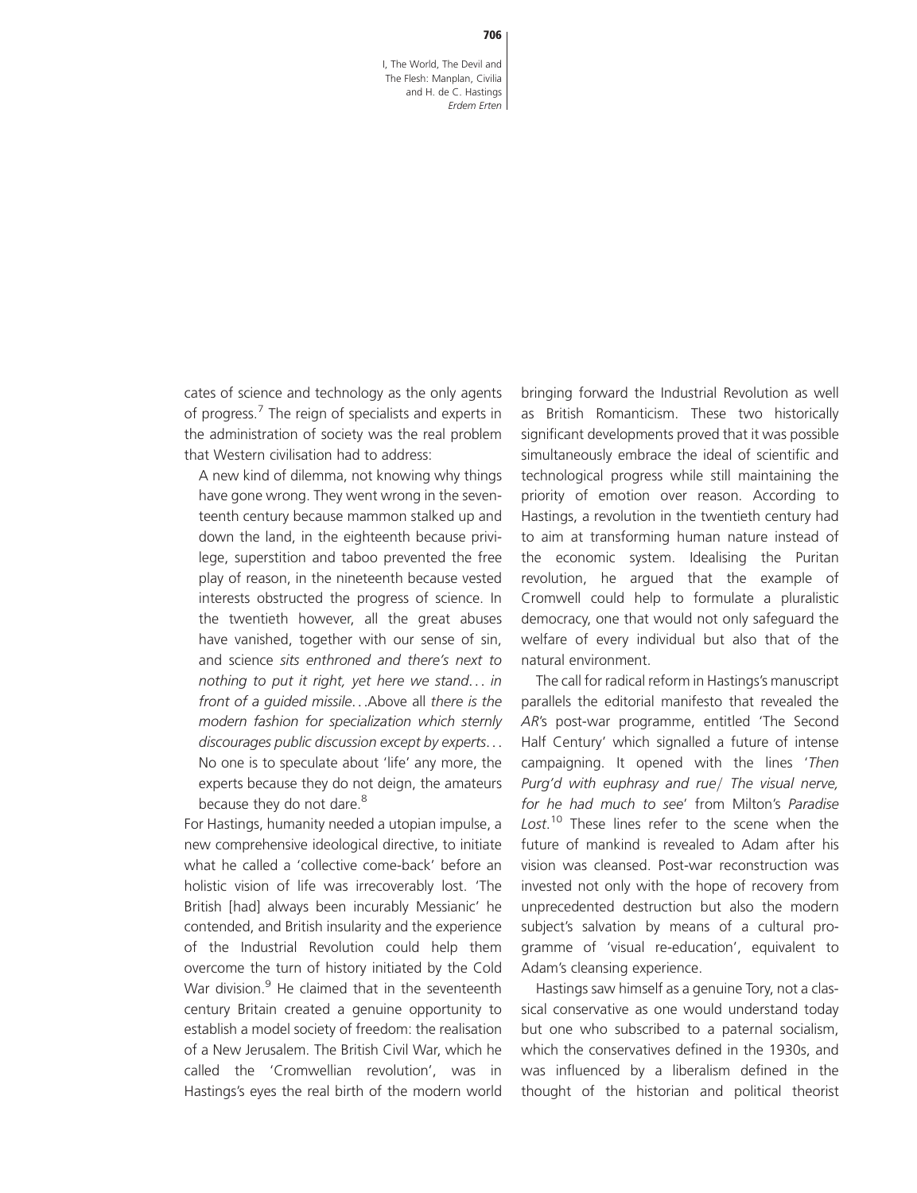cates of science and technology as the only agents of progress.[7] The reign of specialists and experts in the administration of society was the real problem that Western civilisation had to address:

> A new kind of dilemma, not knowing why things have gone wrong. They went wrong in the seventeenth century because mammon stalked up and down the land, in the eighteenth because privilege, superstition and taboo prevented the free play of reason, in the nineteenth because vested interests obstructed the progress of science. In the twentieth however, all the great abuses have vanished, together with our sense of sin, and science *sits enthroned and there's next to nothing to put it right, yet here we stand… in front of a guided missile…*Above all *there is the modern fashion for specialization which sternly discourages public discussion except by experts…* No one is to speculate about 'life' any more, the experts because they do not deign, the amateurs because they do not dare.[8]

For Hastings, humanity needed a utopian impulse, a new comprehensive ideological directive, to initiate what he called a 'collective come-back' before an holistic vision of life was irrecoverably lost. 'The British [had] always been incurably Messianic' he contended, and British insularity and the experience of the Industrial Revolution could help them overcome the turn of history initiated by the Cold War division.[9] He claimed that in the seventeenth century Britain created a genuine opportunity to establish a model society of freedom: the realisation of a New Jerusalem. The British Civil War, which he called the 'Cromwellian revolution', was in Hastings's eyes the real birth of the modern world bringing forward the Industrial Revolution as well as British Romanticism. These two historically significant developments proved that it was possible simultaneously embrace the ideal of scientific and technological progress while still maintaining the priority of emotion over reason. According to Hastings, a revolution in the twentieth century had to aim at transforming human nature instead of the economic system. Idealising the Puritan revolution, he argued that the example of Cromwell could help to formulate a pluralistic democracy, one that would not only safeguard the welfare of every individual but also that of the natural environment.

The call for radical reform in Hastings's manuscript parallels the editorial manifesto that revealed the *AR*'s post-war programme, entitled 'The Second Half Century' which signalled a future of intense campaigning. It opened with the lines '*Then Purg'd with euphrasy and rue/ The visual nerve, for he had much to see*' from Milton's *Paradise Lost*.[10] These lines refer to the scene when the future of mankind is revealed to Adam after his vision was cleansed. Post-war reconstruction was invested not only with the hope of recovery from unprecedented destruction but also the modern subject's salvation by means of a cultural programme of 'visual re-education', equivalent to Adam's cleansing experience.

Hastings saw himself as a genuine Tory, not a classical conservative as one would understand today but one who subscribed to a paternal socialism, which the conservatives defined in the 1930s, and was influenced by a liberalism defined in the thought of the historian and political theorist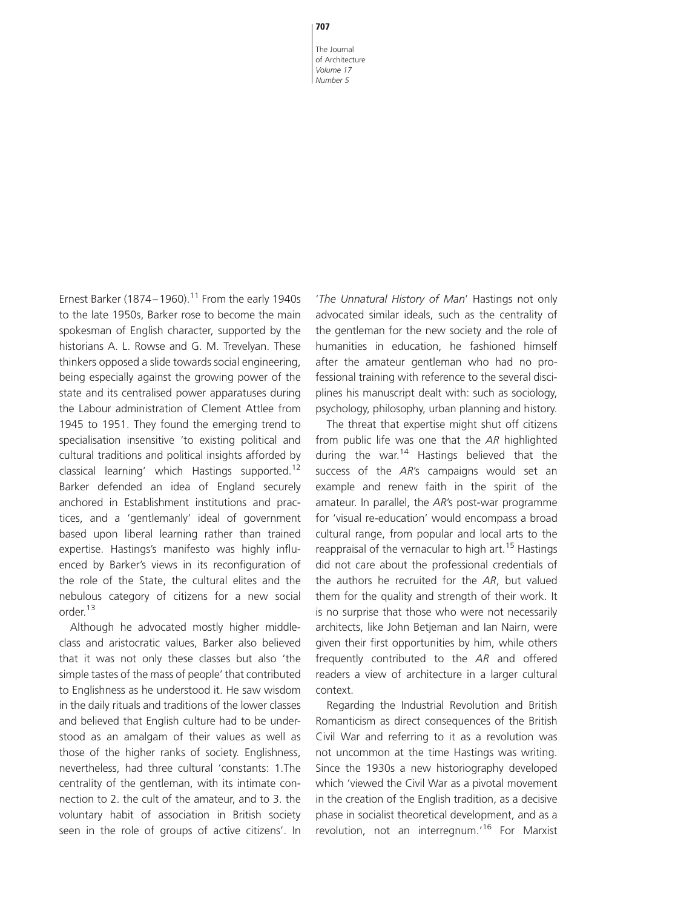Ernest Barker (1874–1960).[11] From the early 1940s to the late 1950s, Barker rose to become the main spokesman of English character, supported by the historians A. L. Rowse and G. M. Trevelyan. These thinkers opposed a slide towards social engineering, being especially against the growing power of the state and its centralised power apparatuses during the Labour administration of Clement Attlee from 1945 to 1951. They found the emerging trend to specialisation insensitive 'to existing political and cultural traditions and political insights afforded by classical learning' which Hastings supported.[12] Barker defended an idea of England securely anchored in Establishment institutions and practices, and a 'gentlemanly' ideal of government based upon liberal learning rather than trained expertise. Hastings's manifesto was highly influenced by Barker's views in its reconfiguration of the role of the State, the cultural elites and the nebulous category of citizens for a new social order.[13]

Although he advocated mostly higher middle-class and aristocratic values, Barker also believed that it was not only these classes but also 'the simple tastes of the mass of people' that contributed to Englishness as he understood it. He saw wisdom in the daily rituals and traditions of the lower classes and believed that English culture had to be understood as an amalgam of their values as well as those of the higher ranks of society. Englishness, nevertheless, had three cultural 'constants: 1.The centrality of the gentleman, with its intimate connection to 2. the cult of the amateur, and to 3. the voluntary habit of association in British society seen in the role of groups of active citizens'. In '*The Unnatural History of Man*' Hastings not only advocated similar ideals, such as the centrality of the gentleman for the new society and the role of humanities in education, he fashioned himself after the amateur gentleman who had no professional training with reference to the several disciplines his manuscript dealt with: such as sociology, psychology, philosophy, urban planning and history.

The threat that expertise might shut off citizens from public life was one that the *AR* highlighted during the war.[14] Hastings believed that the success of the *AR*'s campaigns would set an example and renew faith in the spirit of the amateur. In parallel, the *AR*'s post-war programme for 'visual re-education' would encompass a broad cultural range, from popular and local arts to the reappraisal of the vernacular to high art.[15] Hastings did not care about the professional credentials of the authors he recruited for the *AR*, but valued them for the quality and strength of their work. It is no surprise that those who were not necessarily architects, like John Betjeman and Ian Nairn, were given their first opportunities by him, while others frequently contributed to the *AR* and offered readers a view of architecture in a larger cultural context.

Regarding the Industrial Revolution and British Romanticism as direct consequences of the British Civil War and referring to it as a revolution was not uncommon at the time Hastings was writing. Since the 1930s a new historiography developed which 'viewed the Civil War as a pivotal movement in the creation of the English tradition, as a decisive phase in socialist theoretical development, and as a revolution, not an interregnum.'[16] For Marxist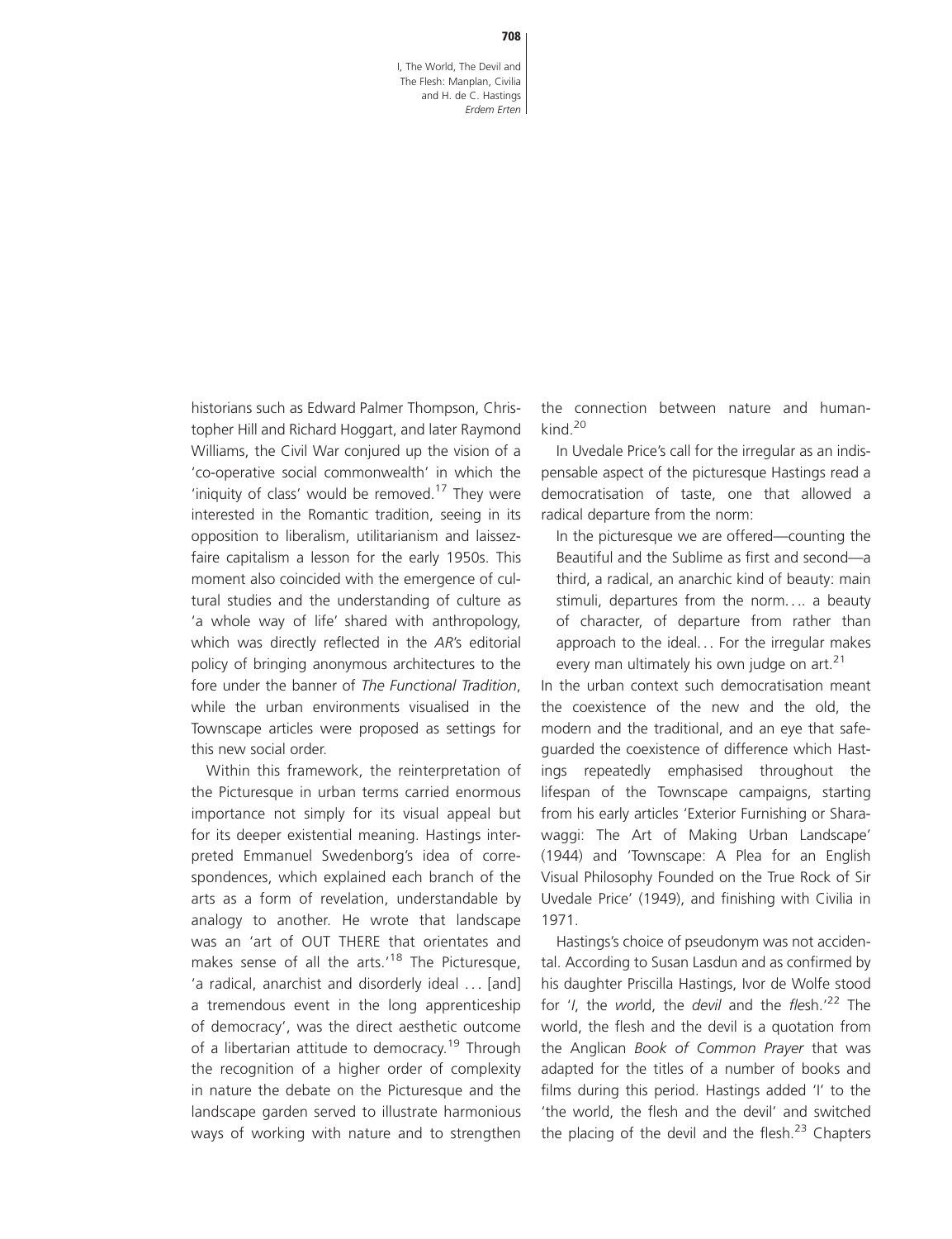historians such as Edward Palmer Thompson, Christopher Hill and Richard Hoggart, and later Raymond Williams, the Civil War conjured up the vision of a 'co-operative social commonwealth' in which the 'iniquity of class' would be removed.[17] They were interested in the Romantic tradition, seeing in its opposition to liberalism, utilitarianism and laissez-faire capitalism a lesson for the early 1950s. This moment also coincided with the emergence of cultural studies and the understanding of culture as 'a whole way of life' shared with anthropology, which was directly reflected in the *AR*'s editorial policy of bringing anonymous architectures to the fore under the banner of *The Functional Tradition*, while the urban environments visualised in the Townscape articles were proposed as settings for this new social order.

Within this framework, the reinterpretation of the Picturesque in urban terms carried enormous importance not simply for its visual appeal but for its deeper existential meaning. Hastings interpreted Emmanuel Swedenborg's idea of correspondences, which explained each branch of the arts as a form of revelation, understandable by analogy to another. He wrote that landscape was an 'art of OUT THERE that orientates and makes sense of all the arts.'[18] The Picturesque, 'a radical, anarchist and disorderly ideal ... [and] a tremendous event in the long apprenticeship of democracy', was the direct aesthetic outcome of a libertarian attitude to democracy.[19] Through the recognition of a higher order of complexity in nature the debate on the Picturesque and the landscape garden served to illustrate harmonious ways of working with nature and to strengthen the connection between nature and humankind.[20]

In Uvedale Price's call for the irregular as an indispensable aspect of the picturesque Hastings read a democratisation of taste, one that allowed a radical departure from the norm:

> In the picturesque we are offered—counting the Beautiful and the Sublime as first and second—a third, a radical, an anarchic kind of beauty: main stimuli, departures from the norm.... a beauty of character, of departure from rather than approach to the ideal... For the irregular makes every man ultimately his own judge on art.[21]

In the urban context such democratisation meant the coexistence of the new and the old, the modern and the traditional, and an eye that safeguarded the coexistence of difference which Hastings repeatedly emphasised throughout the lifespan of the Townscape campaigns, starting from his early articles 'Exterior Furnishing or Sharawaggi: The Art of Making Urban Landscape' (1944) and 'Townscape: A Plea for an English Visual Philosophy Founded on the True Rock of Sir Uvedale Price' (1949), and finishing with Civilia in 1971.

Hastings's choice of pseudonym was not accidental. According to Susan Lasdun and as confirmed by his daughter Priscilla Hastings, Ivor de Wolfe stood for '*I*, the *wor*ld, the *devil* and the *fle*sh.'[22] The world, the flesh and the devil is a quotation from the Anglican *Book of Common Prayer* that was adapted for the titles of a number of books and films during this period. Hastings added 'I' to the 'the world, the flesh and the devil' and switched the placing of the devil and the flesh.[23] Chapters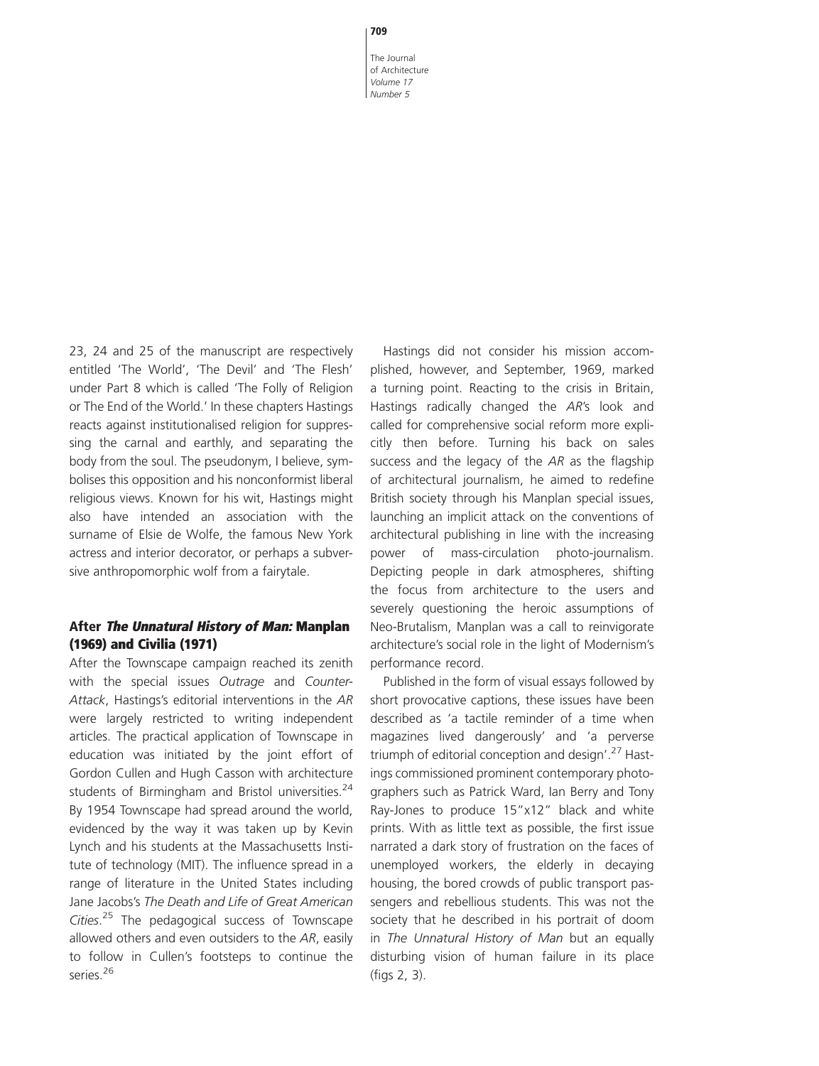23, 24 and 25 of the manuscript are respectively entitled 'The World', 'The Devil' and 'The Flesh' under Part 8 which is called 'The Folly of Religion or The End of the World.' In these chapters Hastings reacts against institutionalised religion for suppressing the carnal and earthly, and separating the body from the soul. The pseudonym, I believe, symbolises this opposition and his nonconformist liberal religious views. Known for his wit, Hastings might also have intended an association with the surname of Elsie de Wolfe, the famous New York actress and interior decorator, or perhaps a subversive anthropomorphic wolf from a fairytale.

### After *The Unnatural History of Man:* Manplan (1969) and Civilia (1971)

After the Townscape campaign reached its zenith with the special issues *Outrage* and *Counter-Attack*, Hastings's editorial interventions in the *AR* were largely restricted to writing independent articles. The practical application of Townscape in education was initiated by the joint effort of Gordon Cullen and Hugh Casson with architecture students of Birmingham and Bristol universities.[24] By 1954 Townscape had spread around the world, evidenced by the way it was taken up by Kevin Lynch and his students at the Massachusetts Institute of technology (MIT). The influence spread in a range of literature in the United States including Jane Jacobs's *The Death and Life of Great American Cities*.[25] The pedagogical success of Townscape allowed others and even outsiders to the *AR*, easily to follow in Cullen's footsteps to continue the series.[26]

Hastings did not consider his mission accomplished, however, and September, 1969, marked a turning point. Reacting to the crisis in Britain, Hastings radically changed the *AR*'s look and called for comprehensive social reform more explicitly then before. Turning his back on sales success and the legacy of the *AR* as the flagship of architectural journalism, he aimed to redefine British society through his Manplan special issues, launching an implicit attack on the conventions of architectural publishing in line with the increasing power of mass-circulation photo-journalism. Depicting people in dark atmospheres, shifting the focus from architecture to the users and severely questioning the heroic assumptions of Neo-Brutalism, Manplan was a call to reinvigorate architecture's social role in the light of Modernism's performance record.

Published in the form of visual essays followed by short provocative captions, these issues have been described as 'a tactile reminder of a time when magazines lived dangerously' and 'a perverse triumph of editorial conception and design'.[27] Hastings commissioned prominent contemporary photographers such as Patrick Ward, Ian Berry and Tony Ray-Jones to produce 15"x12" black and white prints. With as little text as possible, the first issue narrated a dark story of frustration on the faces of unemployed workers, the elderly in decaying housing, the bored crowds of public transport passengers and rebellious students. This was not the society that he described in his portrait of doom in *The Unnatural History of Man* but an equally disturbing vision of human failure in its place (figs 2, 3).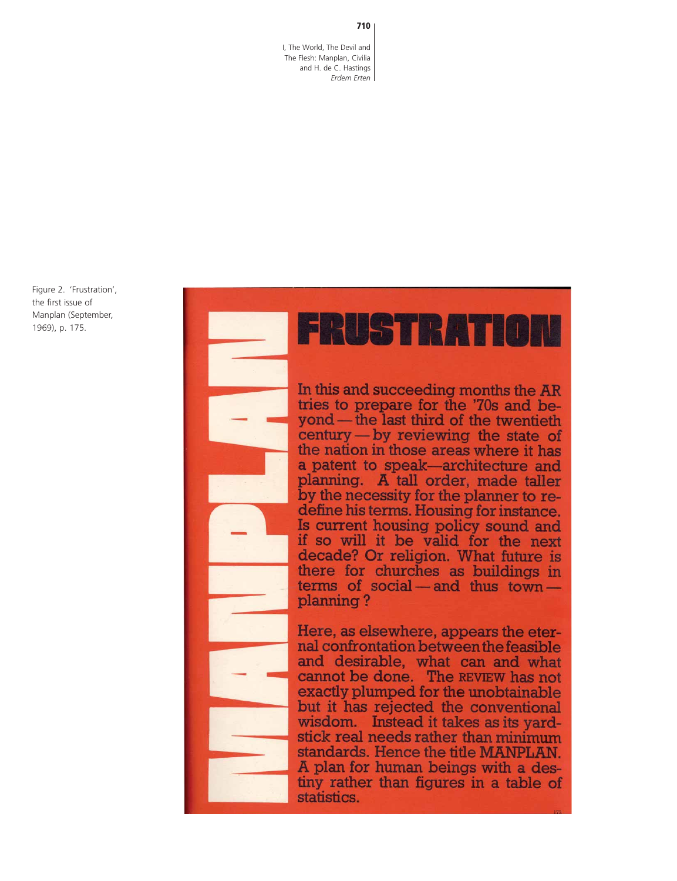Figure 2. 'Frustration', the first issue of Manplan (September, 1969), p. 175.

MANPLAN

# FRUSTRATION

In this and succeeding months the AR tries to prepare for the '70s and beyond — the last third of the twentieth century — by reviewing the state of the nation in those areas where it has a patent to speak—architecture and planning. A tall order, made taller by the necessity for the planner to redefine his terms. Housing for instance. Is current housing policy sound and if so will it be valid for the next decade? Or religion. What future is there for churches as buildings in terms of social — and thus town — planning?

Here, as elsewhere, appears the eternal confrontation between the feasible and desirable, what can and what cannot be done. The REVIEW has not exactly plumped for the unobtainable but it has rejected the conventional wisdom. Instead it takes as its yardstick real needs rather than minimum standards. Hence the title MANPLAN. A plan for human beings with a destiny rather than figures in a table of statistics.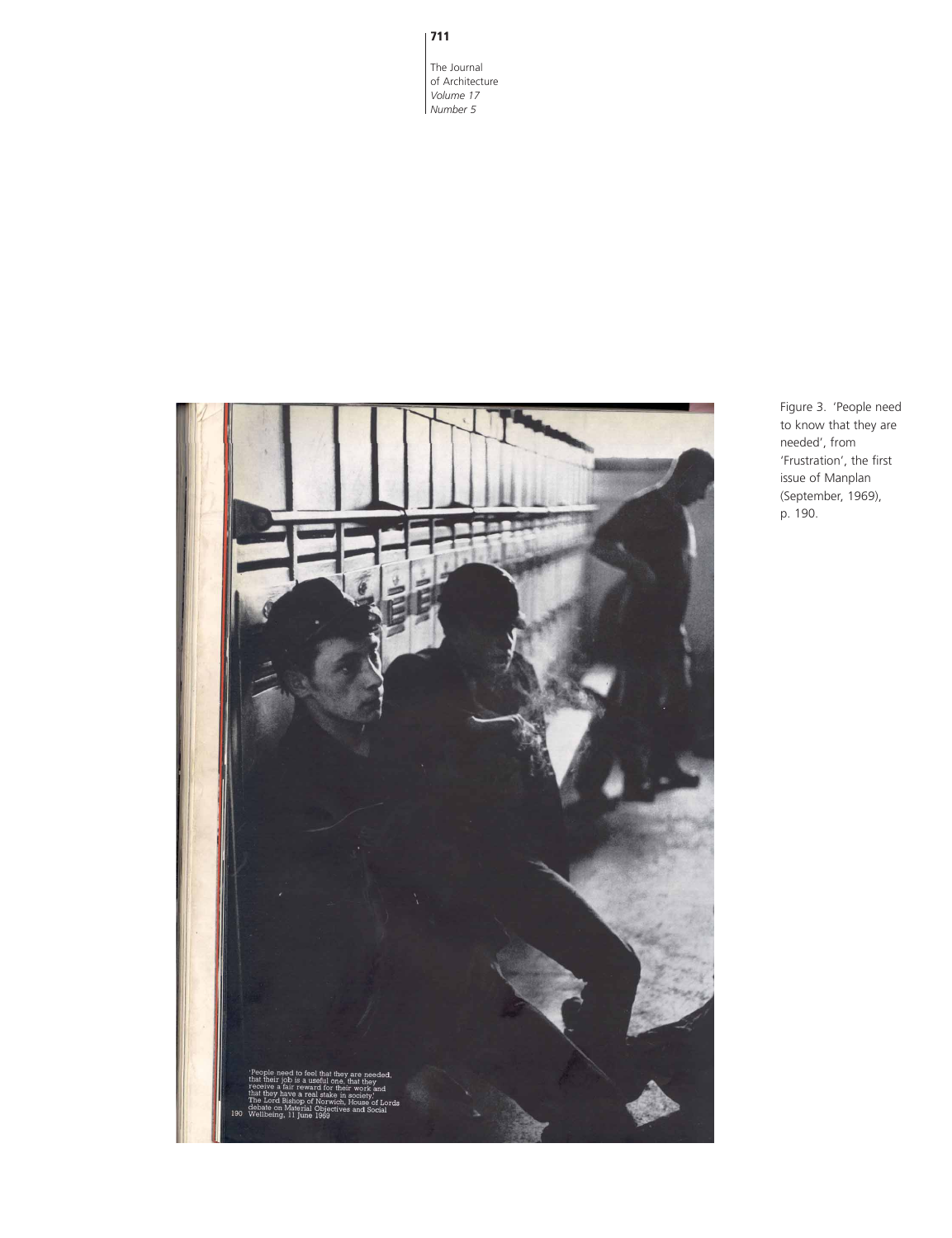Figure 3. 'People need to know that they are needed', from 'Frustration', the first issue of Manplan (September, 1969), p. 190.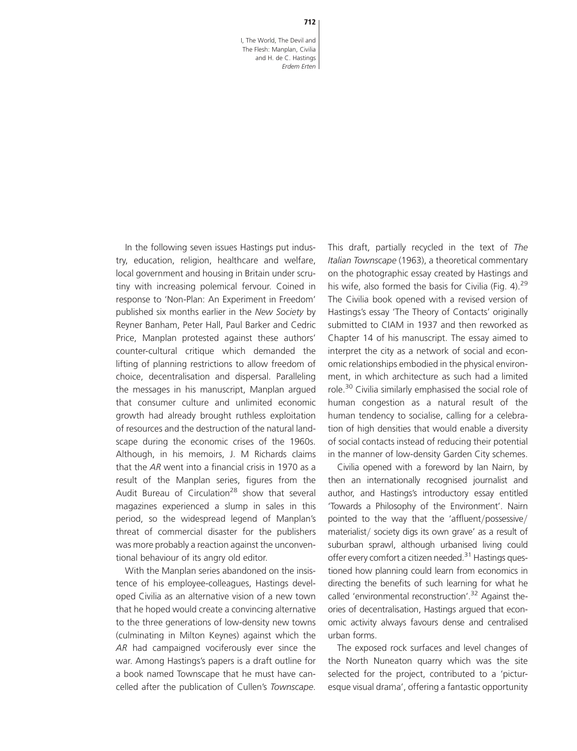In the following seven issues Hastings put industry, education, religion, healthcare and welfare, local government and housing in Britain under scrutiny with increasing polemical fervour. Coined in response to 'Non-Plan: An Experiment in Freedom' published six months earlier in the *New Society* by Reyner Banham, Peter Hall, Paul Barker and Cedric Price, Manplan protested against these authors' counter-cultural critique which demanded the lifting of planning restrictions to allow freedom of choice, decentralisation and dispersal. Paralleling the messages in his manuscript, Manplan argued that consumer culture and unlimited economic growth had already brought ruthless exploitation of resources and the destruction of the natural landscape during the economic crises of the 1960s. Although, in his memoirs, J. M Richards claims that the *AR* went into a financial crisis in 1970 as a result of the Manplan series, figures from the Audit Bureau of Circulation[28] show that several magazines experienced a slump in sales in this period, so the widespread legend of Manplan's threat of commercial disaster for the publishers was more probably a reaction against the unconventional behaviour of its angry old editor.

With the Manplan series abandoned on the insistence of his employee-colleagues, Hastings developed Civilia as an alternative vision of a new town that he hoped would create a convincing alternative to the three generations of low-density new towns (culminating in Milton Keynes) against which the *AR* had campaigned vociferously ever since the war. Among Hastings's papers is a draft outline for a book named Townscape that he must have cancelled after the publication of Cullen's *Townscape*. This draft, partially recycled in the text of *The Italian Townscape* (1963), a theoretical commentary on the photographic essay created by Hastings and his wife, also formed the basis for Civilia (Fig. 4).[29] The Civilia book opened with a revised version of Hastings's essay 'The Theory of Contacts' originally submitted to CIAM in 1937 and then reworked as Chapter 14 of his manuscript. The essay aimed to interpret the city as a network of social and economic relationships embodied in the physical environment, in which architecture as such had a limited role.[30] Civilia similarly emphasised the social role of human congestion as a natural result of the human tendency to socialise, calling for a celebration of high densities that would enable a diversity of social contacts instead of reducing their potential in the manner of low-density Garden City schemes.

Civilia opened with a foreword by Ian Nairn, by then an internationally recognised journalist and author, and Hastings's introductory essay entitled 'Towards a Philosophy of the Environment'. Nairn pointed to the way that the 'affluent/possessive/ materialist/ society digs its own grave' as a result of suburban sprawl, although urbanised living could offer every comfort a citizen needed.[31] Hastings questioned how planning could learn from economics in directing the benefits of such learning for what he called 'environmental reconstruction'.[32] Against theories of decentralisation, Hastings argued that economic activity always favours dense and centralised urban forms.

The exposed rock surfaces and level changes of the North Nuneaton quarry which was the site selected for the project, contributed to a 'picturesque visual drama', offering a fantastic opportunity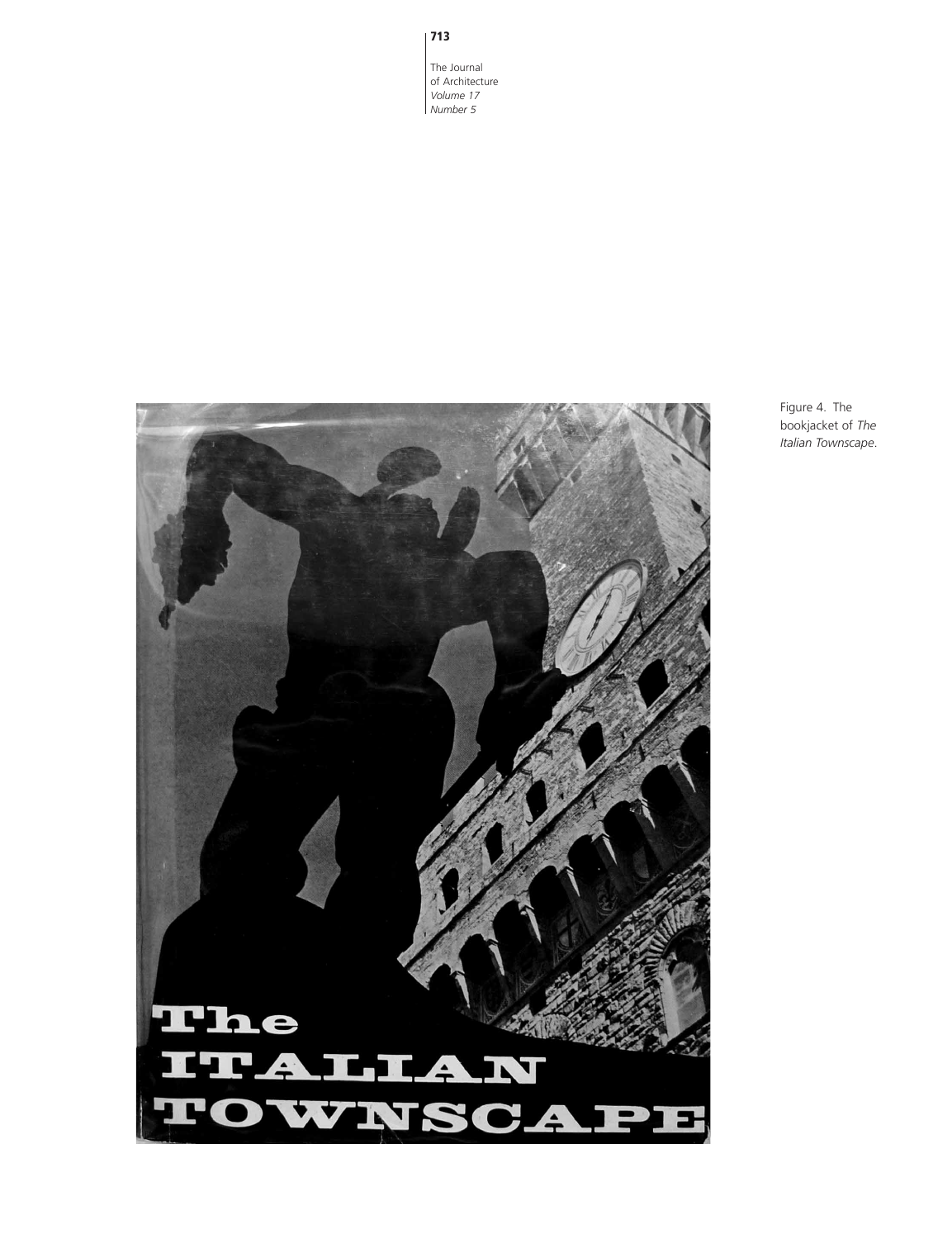Figure 4. The bookjacket of *The Italian Townscape*.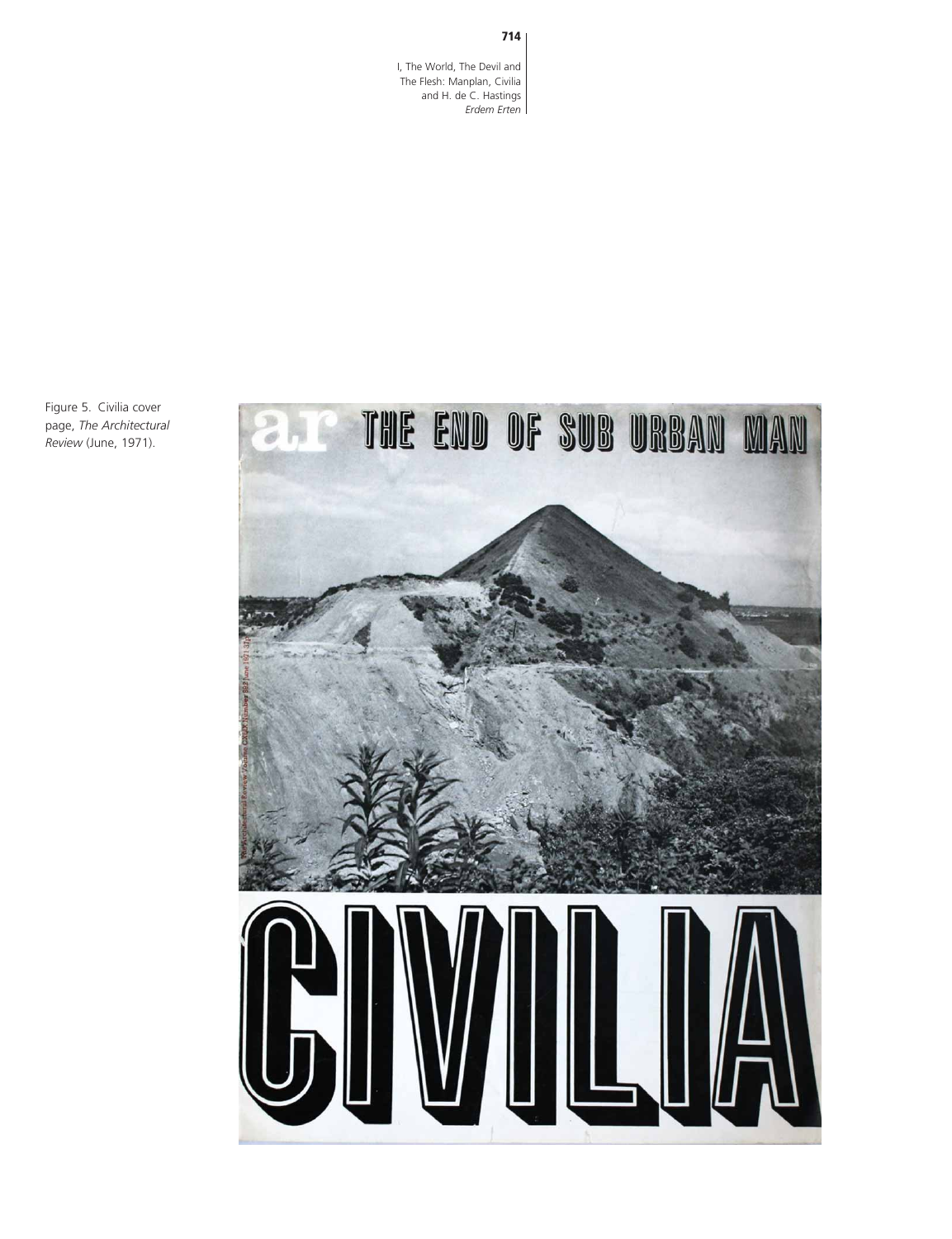Figure 5. Civilia cover page, *The Architectural Review* (June, 1971).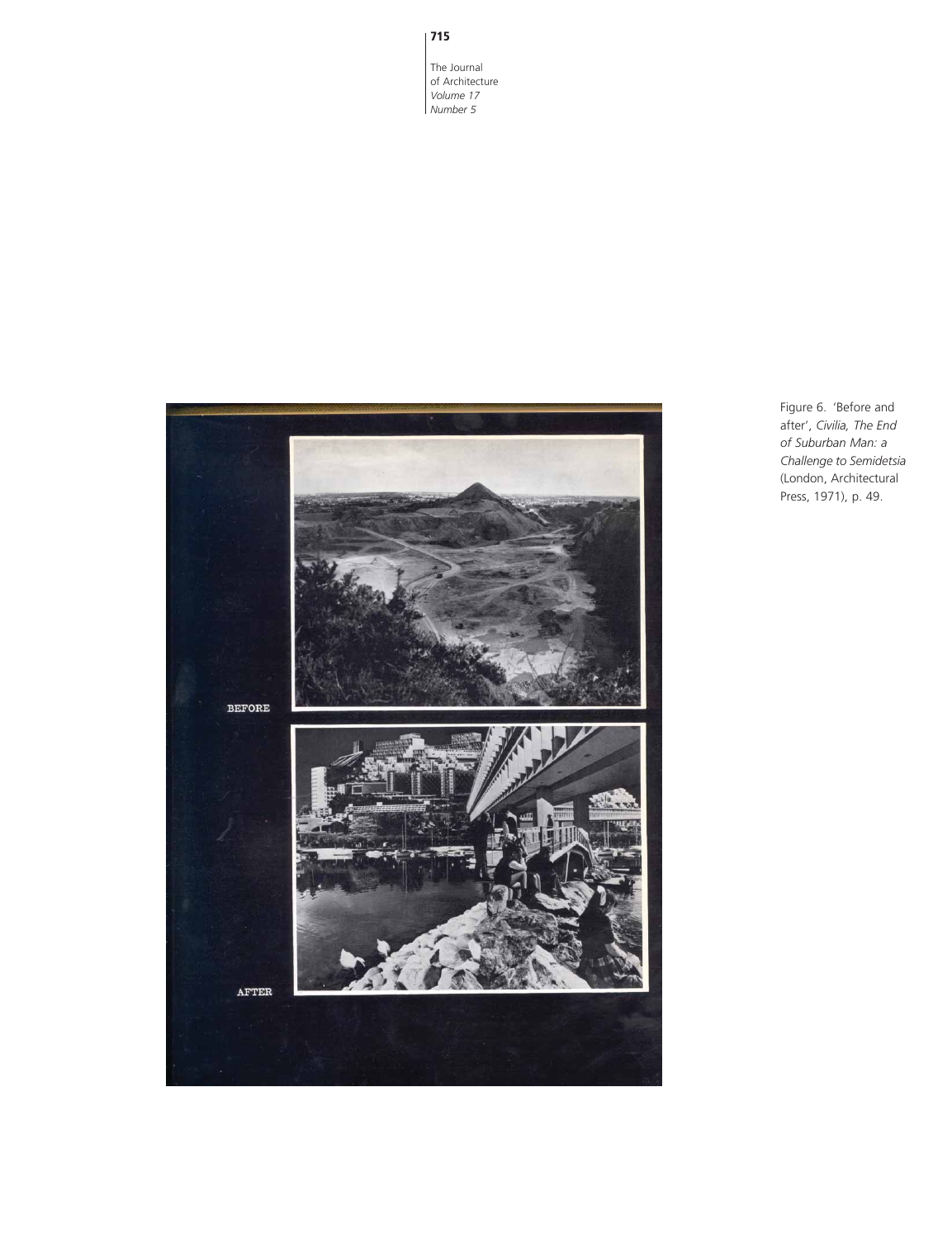Figure 6. 'Before and after', *Civilia, The End of Suburban Man: a Challenge to Semidetsia* (London, Architectural Press, 1971), p. 49.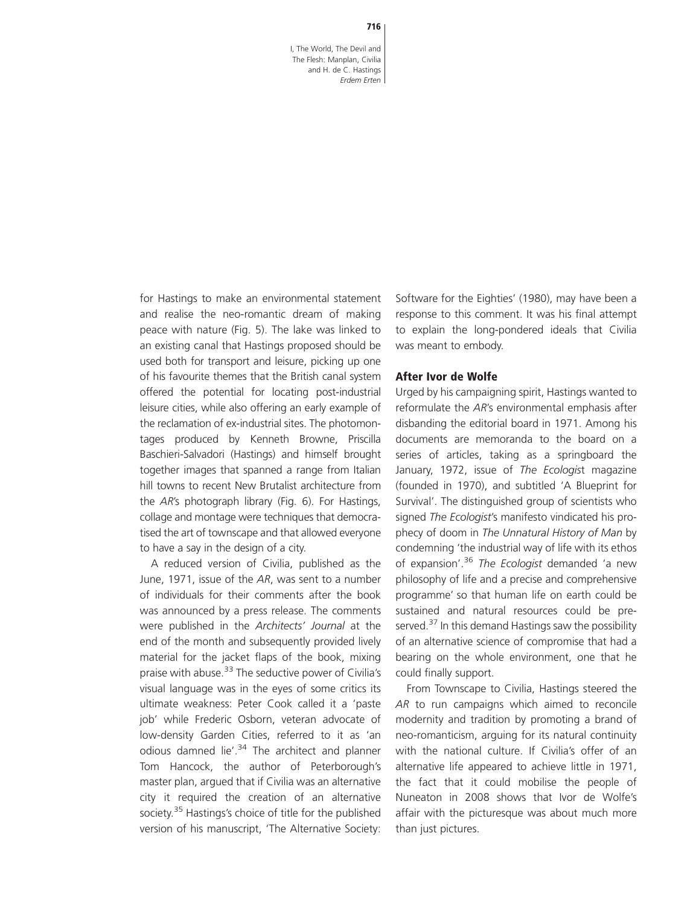for Hastings to make an environmental statement and realise the neo-romantic dream of making peace with nature (Fig. 5). The lake was linked to an existing canal that Hastings proposed should be used both for transport and leisure, picking up one of his favourite themes that the British canal system offered the potential for locating post-industrial leisure cities, while also offering an early example of the reclamation of ex-industrial sites. The photomontages produced by Kenneth Browne, Priscilla Baschieri-Salvadori (Hastings) and himself brought together images that spanned a range from Italian hill towns to recent New Brutalist architecture from the *AR*'s photograph library (Fig. 6). For Hastings, collage and montage were techniques that democratised the art of townscape and that allowed everyone to have a say in the design of a city.

A reduced version of Civilia, published as the June, 1971, issue of the *AR*, was sent to a number of individuals for their comments after the book was announced by a press release. The comments were published in the *Architects' Journal* at the end of the month and subsequently provided lively material for the jacket flaps of the book, mixing praise with abuse.[33] The seductive power of Civilia's visual language was in the eyes of some critics its ultimate weakness: Peter Cook called it a 'paste job' while Frederic Osborn, veteran advocate of low-density Garden Cities, referred to it as 'an odious damned lie'.[34] The architect and planner Tom Hancock, the author of Peterborough's master plan, argued that if Civilia was an alternative city it required the creation of an alternative society.[35] Hastings's choice of title for the published version of his manuscript, 'The Alternative Society: Software for the Eighties' (1980), may have been a response to this comment. It was his final attempt to explain the long-pondered ideals that Civilia was meant to embody.

## After Ivor de Wolfe

Urged by his campaigning spirit, Hastings wanted to reformulate the *AR*'s environmental emphasis after disbanding the editorial board in 1971. Among his documents are memoranda to the board on a series of articles, taking as a springboard the January, 1972, issue of *The Ecologist* magazine (founded in 1970), and subtitled 'A Blueprint for Survival'. The distinguished group of scientists who signed *The Ecologist*'s manifesto vindicated his prophecy of doom in *The Unnatural History of Man* by condemning 'the industrial way of life with its ethos of expansion'.[36] *The Ecologist* demanded 'a new philosophy of life and a precise and comprehensive programme' so that human life on earth could be sustained and natural resources could be preserved.[37] In this demand Hastings saw the possibility of an alternative science of compromise that had a bearing on the whole environment, one that he could finally support.

From Townscape to Civilia, Hastings steered the *AR* to run campaigns which aimed to reconcile modernity and tradition by promoting a brand of neo-romanticism, arguing for its natural continuity with the national culture. If Civilia's offer of an alternative life appeared to achieve little in 1971, the fact that it could mobilise the people of Nuneaton in 2008 shows that Ivor de Wolfe's affair with the picturesque was about much more than just pictures.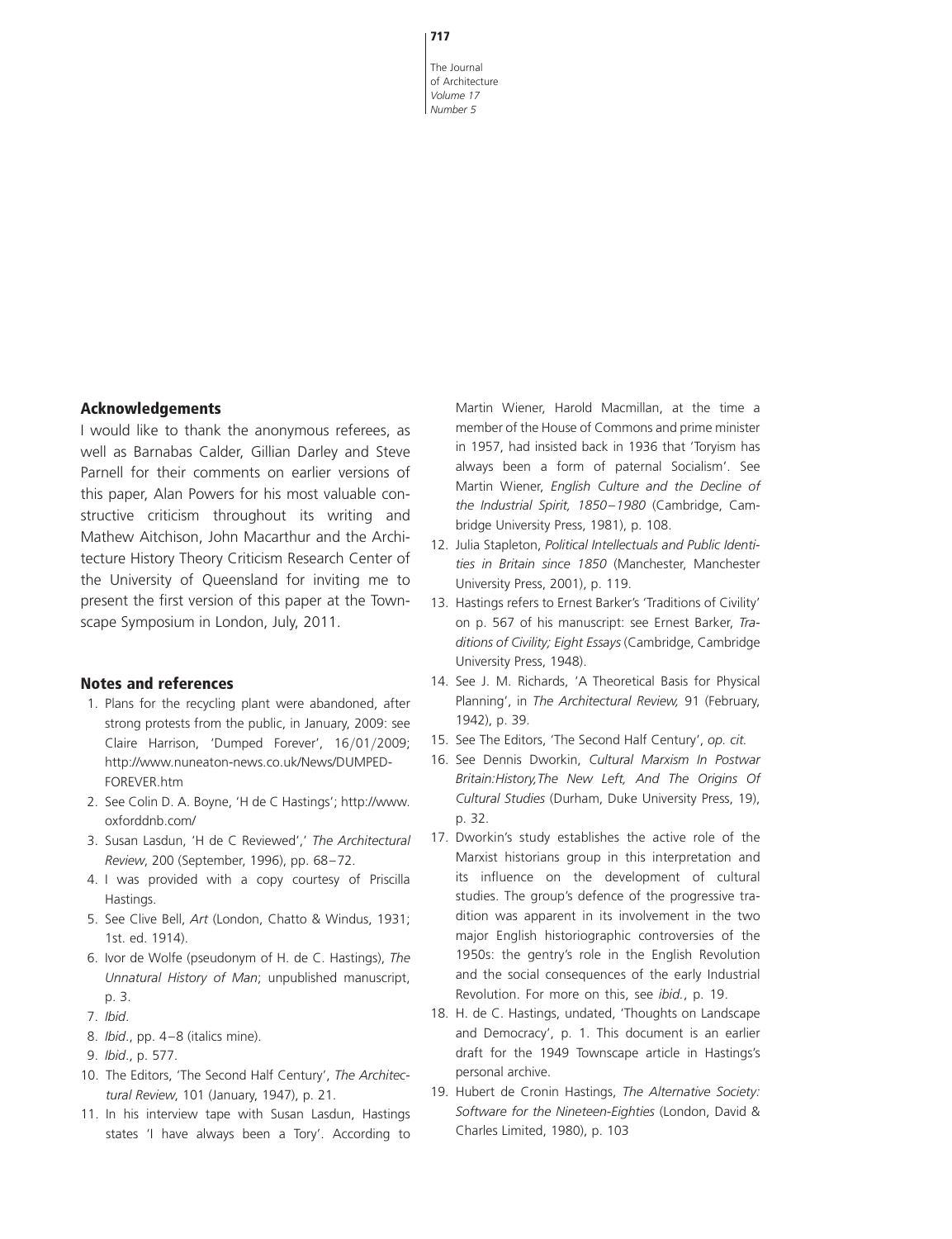## Acknowledgements

I would like to thank the anonymous referees, as well as Barnabas Calder, Gillian Darley and Steve Parnell for their comments on earlier versions of this paper, Alan Powers for his most valuable constructive criticism throughout its writing and Mathew Aitchison, John Macarthur and the Architecture History Theory Criticism Research Center of the University of Queensland for inviting me to present the first version of this paper at the Townscape Symposium in London, July, 2011.

## Notes and references

1. Plans for the recycling plant were abandoned, after strong protests from the public, in January, 2009: see Claire Harrison, 'Dumped Forever', 16/01/2009; http://www.nuneaton-news.co.uk/News/DUMPED-FOREVER.htm
2. See Colin D. A. Boyne, 'H de C Hastings'; http://www.oxforddnb.com/
3. Susan Lasdun, 'H de C Reviewed',' *The Architectural Review*, 200 (September, 1996), pp. 68–72.
4. I was provided with a copy courtesy of Priscilla Hastings.
5. See Clive Bell, *Art* (London, Chatto & Windus, 1931; 1st. ed. 1914).
6. Ivor de Wolfe (pseudonym of H. de C. Hastings), *The Unnatural History of Man*; unpublished manuscript, p. 3.
7. *Ibid*.
8. *Ibid*., pp. 4–8 (italics mine).
9. *Ibid*., p. 577.
10. The Editors, 'The Second Half Century', *The Architectural Review*, 101 (January, 1947), p. 21.
11. In his interview tape with Susan Lasdun, Hastings states 'I have always been a Tory'. According to Martin Wiener, Harold Macmillan, at the time a member of the House of Commons and prime minister in 1957, had insisted back in 1936 that 'Toryism has always been a form of paternal Socialism'. See Martin Wiener, *English Culture and the Decline of the Industrial Spirit, 1850–1980* (Cambridge, Cambridge University Press, 1981), p. 108.
12. Julia Stapleton, *Political Intellectuals and Public Identities in Britain since 1850* (Manchester, Manchester University Press, 2001), p. 119.
13. Hastings refers to Ernest Barker's 'Traditions of Civility' on p. 567 of his manuscript: see Ernest Barker, *Traditions of Civility; Eight Essays* (Cambridge, Cambridge University Press, 1948).
14. See J. M. Richards, 'A Theoretical Basis for Physical Planning', in *The Architectural Review,* 91 (February, 1942), p. 39.
15. See The Editors, 'The Second Half Century', *op. cit.*
16. See Dennis Dworkin, *Cultural Marxism In Postwar Britain:History,The New Left, And The Origins Of Cultural Studies* (Durham, Duke University Press, 19), p. 32.
17. Dworkin's study establishes the active role of the Marxist historians group in this interpretation and its influence on the development of cultural studies. The group's defence of the progressive tradition was apparent in its involvement in the two major English historiographic controversies of the 1950s: the gentry's role in the English Revolution and the social consequences of the early Industrial Revolution. For more on this, see *ibid.*, p. 19.
18. H. de C. Hastings, undated, 'Thoughts on Landscape and Democracy', p. 1. This document is an earlier draft for the 1949 Townscape article in Hastings's personal archive.
19. Hubert de Cronin Hastings, *The Alternative Society: Software for the Nineteen-Eighties* (London, David & Charles Limited, 1980), p. 103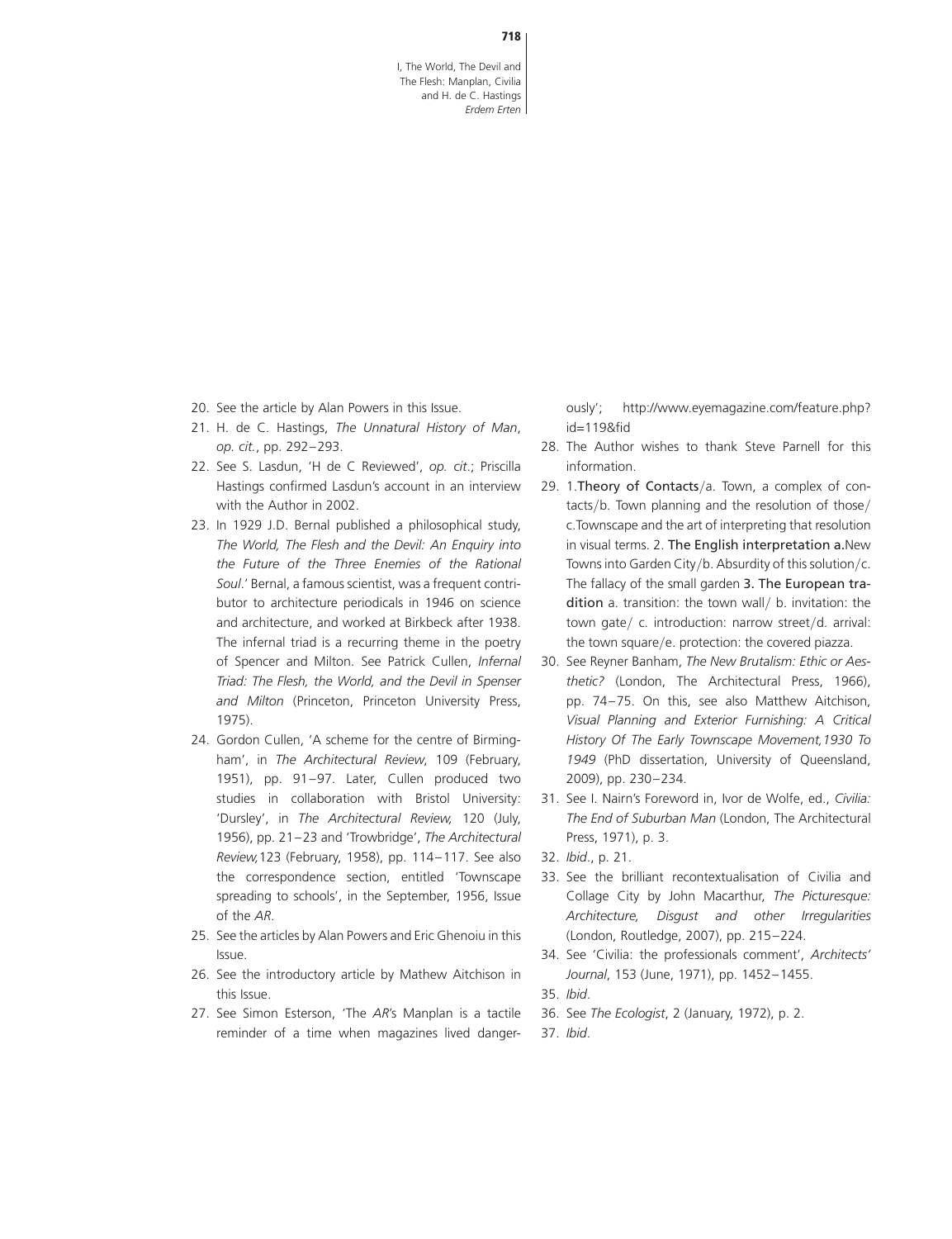20. See the article by Alan Powers in this Issue.
21. H. de C. Hastings, *The Unnatural History of Man*, *op. cit.*, pp. 292–293.
22. See S. Lasdun, 'H de C Reviewed', *op. cit*.; Priscilla Hastings confirmed Lasdun's account in an interview with the Author in 2002.
23. In 1929 J.D. Bernal published a philosophical study, *The World, The Flesh and the Devil: An Enquiry into the Future of the Three Enemies of the Rational Soul*.' Bernal, a famous scientist, was a frequent contributor to architecture periodicals in 1946 on science and architecture, and worked at Birkbeck after 1938. The infernal triad is a recurring theme in the poetry of Spencer and Milton. See Patrick Cullen, *Infernal Triad: The Flesh, the World, and the Devil in Spenser and Milton* (Princeton, Princeton University Press, 1975).
24. Gordon Cullen, 'A scheme for the centre of Birmingham', in *The Architectural Review*, 109 (February, 1951), pp. 91–97. Later, Cullen produced two studies in collaboration with Bristol University: 'Dursley', in *The Architectural Review,* 120 (July, 1956), pp. 21–23 and 'Trowbridge', *The Architectural Review,*123 (February, 1958), pp. 114–117. See also the correspondence section, entitled 'Townscape spreading to schools', in the September, 1956, Issue of the *AR*.
25. See the articles by Alan Powers and Eric Ghenoiu in this Issue.
26. See the introductory article by Mathew Aitchison in this Issue.
27. See Simon Esterson, 'The *AR*'s Manplan is a tactile reminder of a time when magazines lived dangerously'; http://www.eyemagazine.com/feature.php?id=119&fid
28. The Author wishes to thank Steve Parnell for this information.
29. 1.**Theory of Contacts**/a. Town, a complex of contacts/b. Town planning and the resolution of those/ c.Townscape and the art of interpreting that resolution in visual terms. 2. **The English interpretation a.**New Towns into Garden City/b. Absurdity of this solution/c. The fallacy of the small garden **3. The European tradition** a. transition: the town wall/ b. invitation: the town gate/ c. introduction: narrow street/d. arrival: the town square/e. protection: the covered piazza.
30. See Reyner Banham, *The New Brutalism: Ethic or Aesthetic?* (London, The Architectural Press, 1966), pp. 74–75. On this, see also Matthew Aitchison, *Visual Planning and Exterior Furnishing: A Critical History Of The Early Townscape Movement,1930 To 1949* (PhD dissertation, University of Queensland, 2009), pp. 230–234.
31. See I. Nairn's Foreword in, Ivor de Wolfe, ed., *Civilia: The End of Suburban Man* (London, The Architectural Press, 1971), p. 3.
32. *Ibid*., p. 21.
33. See the brilliant recontextualisation of Civilia and Collage City by John Macarthur, *The Picturesque: Architecture, Disgust and other Irregularities* (London, Routledge, 2007), pp. 215–224.
34. See 'Civilia: the professionals comment', *Architects' Journal*, 153 (June, 1971), pp. 1452–1455.
35. *Ibid*.
36. See *The Ecologist*, 2 (January, 1972), p. 2.
37. *Ibid*.